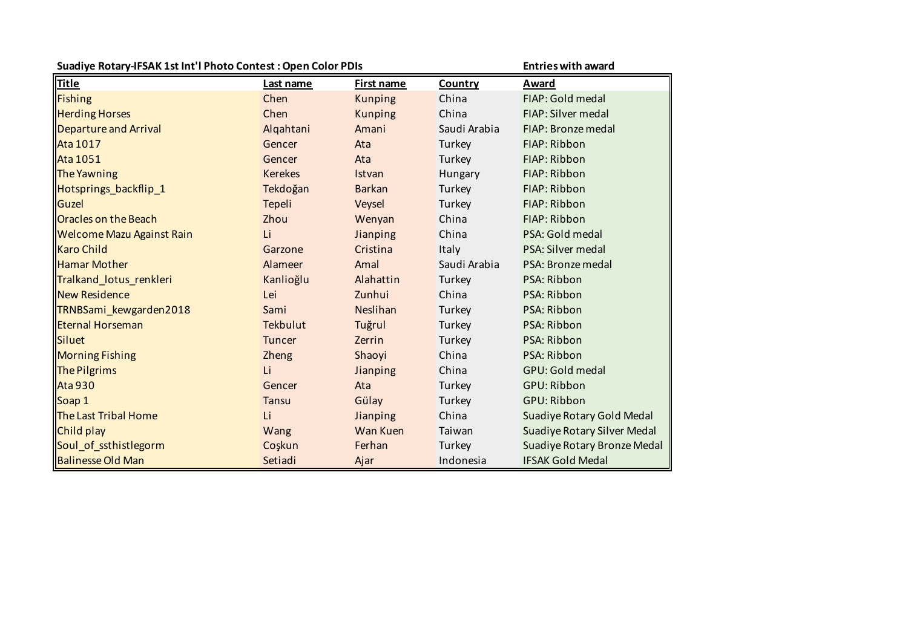**Suadiye Rotary-IFSAK 1st Int'l Photo Contest : Open Color PDIs** **Entries with award**

| Title | Last name | First name | Country | Award |
|---|---|---|---|---|
| Fishing | Chen | Kunping | China | FIAP: Gold medal |
| Herding Horses | Chen | Kunping | China | FIAP: Silver medal |
| Departure and Arrival | Alqahtani | Amani | Saudi Arabia | FIAP: Bronze medal |
| Ata 1017 | Gencer | Ata | Turkey | FIAP: Ribbon |
| Ata 1051 | Gencer | Ata | Turkey | FIAP: Ribbon |
| The Yawning | Kerekes | Istvan | Hungary | FIAP: Ribbon |
| Hotsprings_backflip_1 | Tekdoğan | Barkan | Turkey | FIAP: Ribbon |
| Guzel | Tepeli | Veysel | Turkey | FIAP: Ribbon |
| Oracles on the Beach | Zhou | Wenyan | China | FIAP: Ribbon |
| Welcome Mazu Against Rain | Li | Jianping | China | PSA: Gold medal |
| Karo Child | Garzone | Cristina | Italy | PSA: Silver medal |
| Hamar Mother | Alameer | Amal | Saudi Arabia | PSA: Bronze medal |
| Tralkand_lotus_renkleri | Kanlioğlu | Alahattin | Turkey | PSA: Ribbon |
| New Residence | Lei | Zunhui | China | PSA: Ribbon |
| TRNBSami_kewgarden2018 | Sami | Neslihan | Turkey | PSA: Ribbon |
| Eternal Horseman | Tekbulut | Tuğrul | Turkey | PSA: Ribbon |
| Siluet | Tuncer | Zerrin | Turkey | PSA: Ribbon |
| Morning Fishing | Zheng | Shaoyi | China | PSA: Ribbon |
| The Pilgrims | Li | Jianping | China | GPU: Gold medal |
| Ata 930 | Gencer | Ata | Turkey | GPU: Ribbon |
| Soap 1 | Tansu | Gülay | Turkey | GPU: Ribbon |
| The Last Tribal Home | Li | Jianping | China | Suadiye Rotary Gold Medal |
| Child play | Wang | Wan Kuen | Taiwan | Suadiye Rotary Silver Medal |
| Soul_of_ssthistlegorm | Coşkun | Ferhan | Turkey | Suadiye Rotary Bronze Medal |
| Balinesse Old Man | Setiadi | Ajar | Indonesia | IFSAK Gold Medal |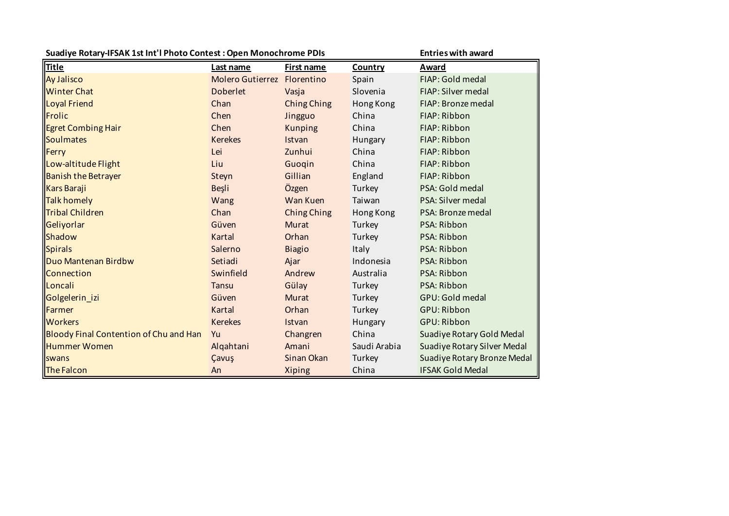**Suadiye Rotary-IFSAK 1st Int'l Photo Contest : Open Monochrome PDIs** **Entries with award**

| Title | Last name | First name | Country | Award |
|---|---|---|---|---|
| Ay Jalisco | Molero Gutierrez | Florentino | Spain | FIAP: Gold medal |
| Winter Chat | Doberlet | Vasja | Slovenia | FIAP: Silver medal |
| Loyal Friend | Chan | Ching Ching | Hong Kong | FIAP: Bronze medal |
| Frolic | Chen | Jingguo | China | FIAP: Ribbon |
| Egret Combing Hair | Chen | Kunping | China | FIAP: Ribbon |
| Soulmates | Kerekes | Istvan | Hungary | FIAP: Ribbon |
| Ferry | Lei | Zunhui | China | FIAP: Ribbon |
| Low-altitude Flight | Liu | Guoqin | China | FIAP: Ribbon |
| Banish the Betrayer | Steyn | Gillian | England | FIAP: Ribbon |
| Kars Baraji | Beşli | Özgen | Turkey | PSA: Gold medal |
| Talk homely | Wang | Wan Kuen | Taiwan | PSA: Silver medal |
| Tribal Children | Chan | Ching Ching | Hong Kong | PSA: Bronze medal |
| Geliyorlar | Güven | Murat | Turkey | PSA: Ribbon |
| Shadow | Kartal | Orhan | Turkey | PSA: Ribbon |
| Spirals | Salerno | Biagio | Italy | PSA: Ribbon |
| Duo Mantenan Birdbw | Setiadi | Ajar | Indonesia | PSA: Ribbon |
| Connection | Swinfield | Andrew | Australia | PSA: Ribbon |
| Loncali | Tansu | Gülay | Turkey | PSA: Ribbon |
| Golgelerin_izi | Güven | Murat | Turkey | GPU: Gold medal |
| Farmer | Kartal | Orhan | Turkey | GPU: Ribbon |
| Workers | Kerekes | Istvan | Hungary | GPU: Ribbon |
| Bloody Final Contention of Chu and Han | Yu | Changren | China | Suadiye Rotary Gold Medal |
| Hummer Women | Alqahtani | Amani | Saudi Arabia | Suadiye Rotary Silver Medal |
| swans | Çavuş | Sinan Okan | Turkey | Suadiye Rotary Bronze Medal |
| The Falcon | An | Xiping | China | IFSAK Gold Medal |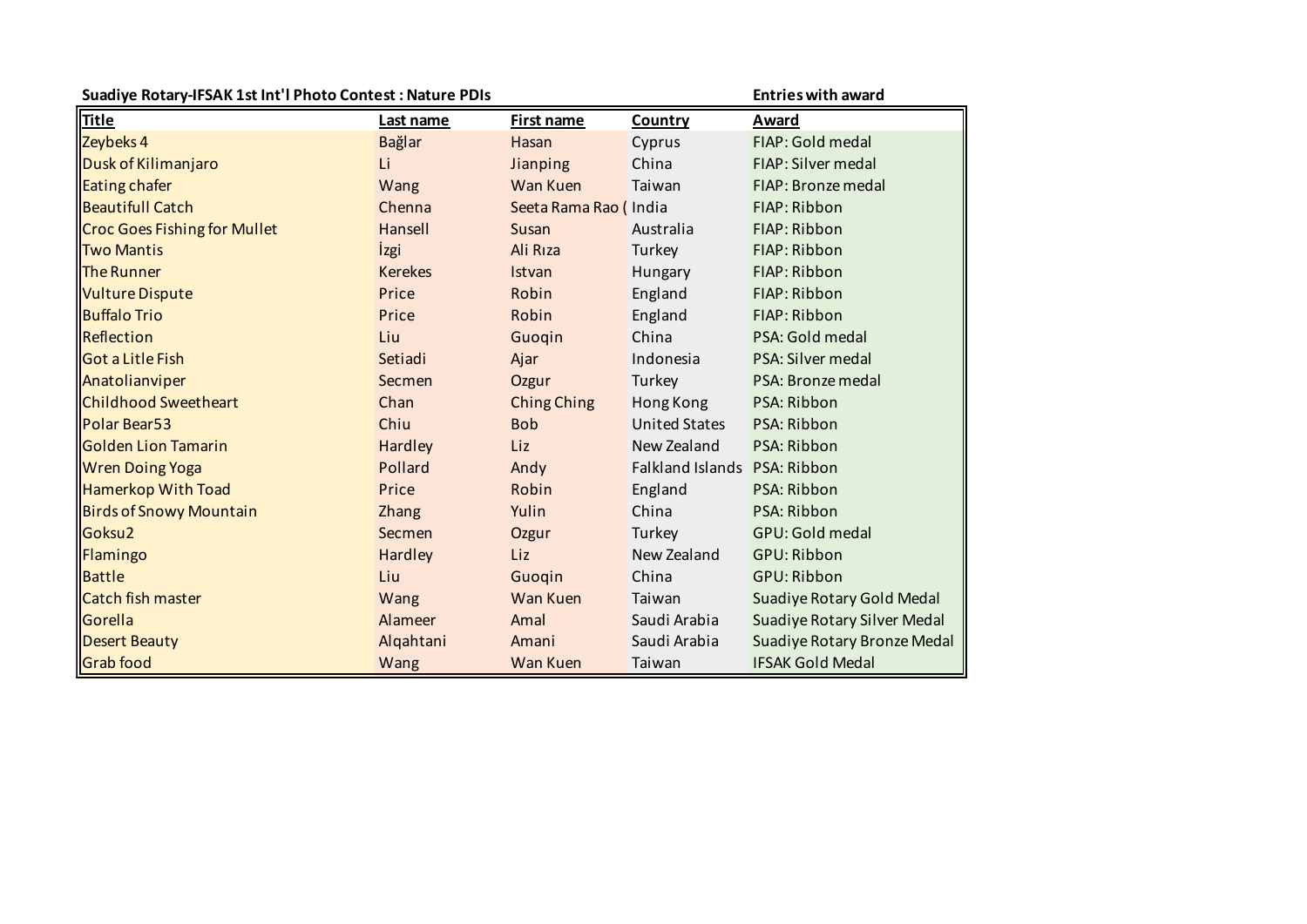**Suadiye Rotary-IFSAK 1st Int'l Photo Contest : Nature PDIs** **Entries with award**

| Title | Last name | First name | Country | Award |
|---|---|---|---|---|
| Zeybeks 4 | Bağlar | Hasan | Cyprus | FIAP: Gold medal |
| Dusk of Kilimanjaro | Li | Jianping | China | FIAP: Silver medal |
| Eating chafer | Wang | Wan Kuen | Taiwan | FIAP: Bronze medal |
| Beautifull Catch | Chenna | Seeta Rama Rao ( | India | FIAP: Ribbon |
| Croc Goes Fishing for Mullet | Hansell | Susan | Australia | FIAP: Ribbon |
| Two Mantis | İzgi | Ali Rıza | Turkey | FIAP: Ribbon |
| The Runner | Kerekes | Istvan | Hungary | FIAP: Ribbon |
| Vulture Dispute | Price | Robin | England | FIAP: Ribbon |
| Buffalo Trio | Price | Robin | England | FIAP: Ribbon |
| Reflection | Liu | Guoqin | China | PSA: Gold medal |
| Got a Litle Fish | Setiadi | Ajar | Indonesia | PSA: Silver medal |
| Anatolianviper | Secmen | Ozgur | Turkey | PSA: Bronze medal |
| Childhood Sweetheart | Chan | Ching Ching | Hong Kong | PSA: Ribbon |
| Polar Bear53 | Chiu | Bob | United States | PSA: Ribbon |
| Golden Lion Tamarin | Hardley | Liz | New Zealand | PSA: Ribbon |
| Wren Doing Yoga | Pollard | Andy | Falkland Islands | PSA: Ribbon |
| Hamerkop With Toad | Price | Robin | England | PSA: Ribbon |
| Birds of Snowy Mountain | Zhang | Yulin | China | PSA: Ribbon |
| Goksu2 | Secmen | Ozgur | Turkey | GPU: Gold medal |
| Flamingo | Hardley | Liz | New Zealand | GPU: Ribbon |
| Battle | Liu | Guoqin | China | GPU: Ribbon |
| Catch fish master | Wang | Wan Kuen | Taiwan | Suadiye Rotary Gold Medal |
| Gorella | Alameer | Amal | Saudi Arabia | Suadiye Rotary Silver Medal |
| Desert Beauty | Alqahtani | Amani | Saudi Arabia | Suadiye Rotary Bronze Medal |
| Grab food | Wang | Wan Kuen | Taiwan | IFSAK Gold Medal |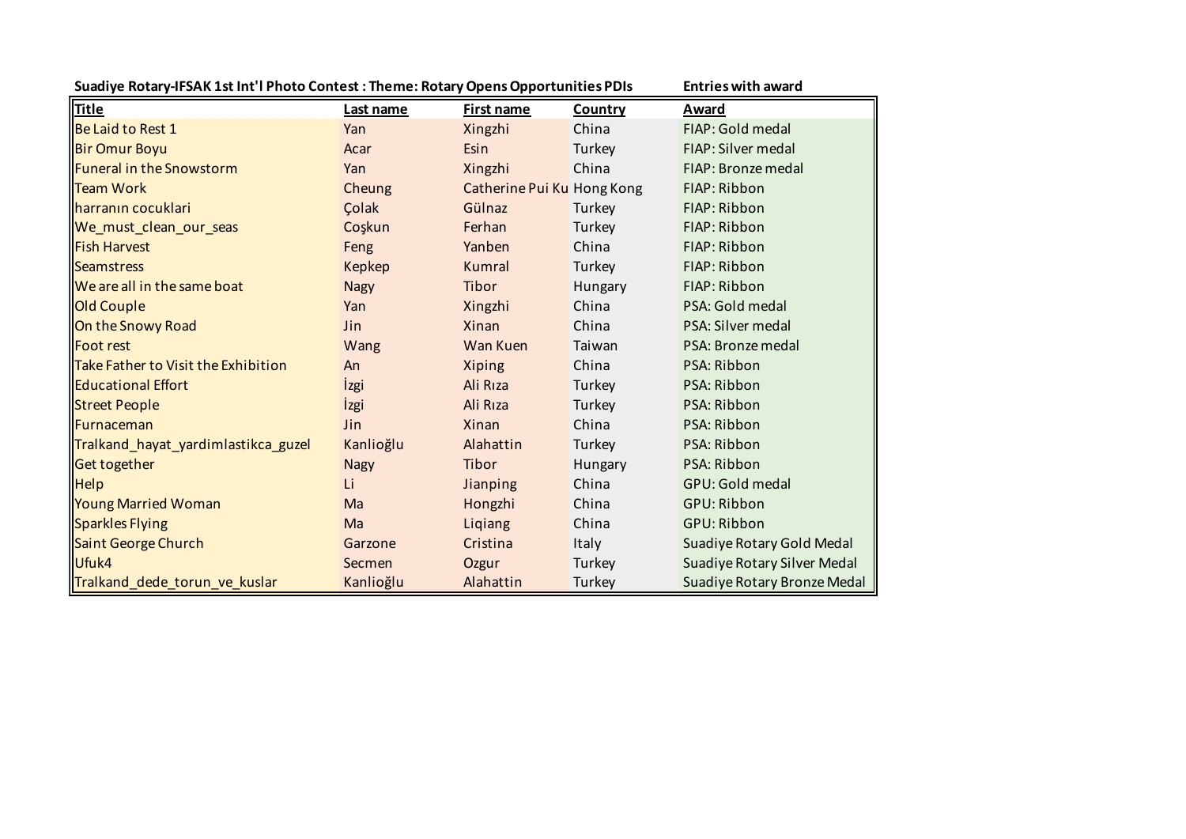**Suadiye Rotary-IFSAK 1st Int'l Photo Contest : Theme: Rotary Opens Opportunities PDIs** **Entries with award**

| Title | Last name | First name | Country | Award |
|---|---|---|---|---|
| Be Laid to Rest 1 | Yan | Xingzhi | China | FIAP: Gold medal |
| Bir Omur Boyu | Acar | Esin | Turkey | FIAP: Silver medal |
| Funeral in the Snowstorm | Yan | Xingzhi | China | FIAP: Bronze medal |
| Team Work | Cheung | Catherine Pui Ku | Hong Kong | FIAP: Ribbon |
| harranın cocuklari | Çolak | Gülnaz | Turkey | FIAP: Ribbon |
| We_must_clean_our_seas | Coşkun | Ferhan | Turkey | FIAP: Ribbon |
| Fish Harvest | Feng | Yanben | China | FIAP: Ribbon |
| Seamstress | Kepkep | Kumral | Turkey | FIAP: Ribbon |
| We are all in the same boat | Nagy | Tibor | Hungary | FIAP: Ribbon |
| Old Couple | Yan | Xingzhi | China | PSA: Gold medal |
| On the Snowy Road | Jin | Xinan | China | PSA: Silver medal |
| Foot rest | Wang | Wan Kuen | Taiwan | PSA: Bronze medal |
| Take Father to Visit the Exhibition | An | Xiping | China | PSA: Ribbon |
| Educational Effort | İzgi | Ali Rıza | Turkey | PSA: Ribbon |
| Street People | İzgi | Ali Rıza | Turkey | PSA: Ribbon |
| Furnaceman | Jin | Xinan | China | PSA: Ribbon |
| Tralkand_hayat_yardimlastikca_guzel | Kanlioğlu | Alahattin | Turkey | PSA: Ribbon |
| Get together | Nagy | Tibor | Hungary | PSA: Ribbon |
| Help | Li | Jianping | China | GPU: Gold medal |
| Young Married Woman | Ma | Hongzhi | China | GPU: Ribbon |
| Sparkles Flying | Ma | Liqiang | China | GPU: Ribbon |
| Saint George Church | Garzone | Cristina | Italy | Suadiye Rotary Gold Medal |
| Ufuk4 | Secmen | Ozgur | Turkey | Suadiye Rotary Silver Medal |
| Tralkand_dede_torun_ve_kuslar | Kanlioğlu | Alahattin | Turkey | Suadiye Rotary Bronze Medal |